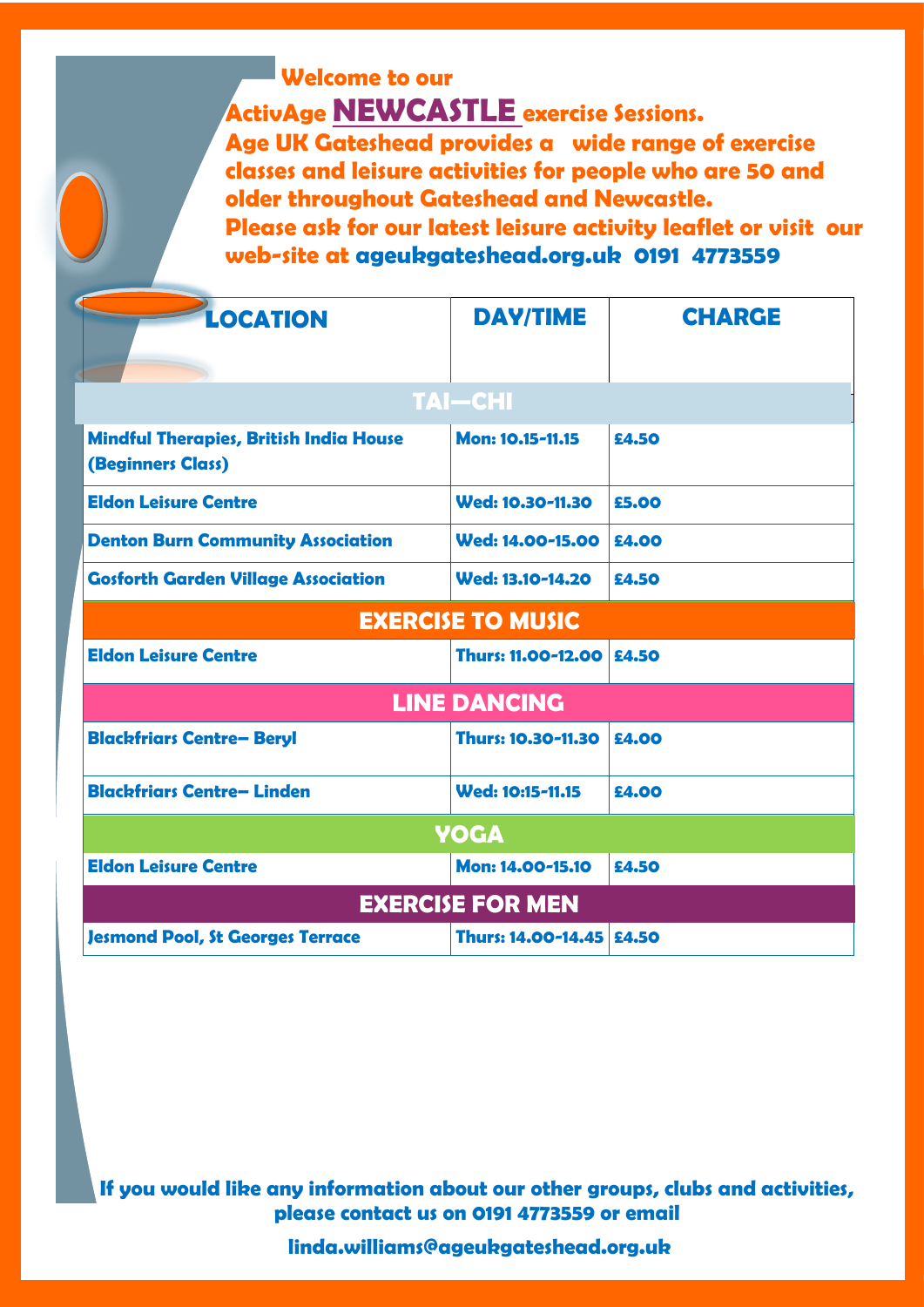# Welcome to our ActivAge NEWCASTLE exercise Sessions.

**Age UK Gateshead provides a wide range of exercise classes and leisure activities for people who are 50 and older throughout Gateshead and Newcastle.**

**Please ask for our latest leisure activity leaflet or visit our web-site at ageukgateshead.org.uk 0191 4773559**

| LOCATION | DAY/TIME | CHARGE |
|---|---|---|
| **TAI—CHI** | | |
| Mindful Therapies, British India House (Beginners Class) | Mon: 10.15-11.15 | £4.50 |
| Eldon Leisure Centre | Wed: 10.30-11.30 | £5.00 |
| Denton Burn Community Association | Wed: 14.00-15.00 | £4.00 |
| Gosforth Garden Village Association | Wed: 13.10-14.20 | £4.50 |
| **EXERCISE TO MUSIC** | | |
| Eldon Leisure Centre | Thurs: 11.00-12.00 | £4.50 |
| **LINE DANCING** | | |
| Blackfriars Centre– Beryl | Thurs: 10.30-11.30 | £4.00 |
| Blackfriars Centre– Linden | Wed: 10:15-11.15 | £4.00 |
| **YOGA** | | |
| Eldon Leisure Centre | Mon: 14.00-15.10 | £4.50 |
| **EXERCISE FOR MEN** | | |
| Jesmond Pool, St Georges Terrace | Thurs: 14.00-14.45 | £4.50 |

**If you would like any information about our other groups, clubs and activities, please contact us on 0191 4773559 or email**

**linda.williams@ageukgateshead.org.uk**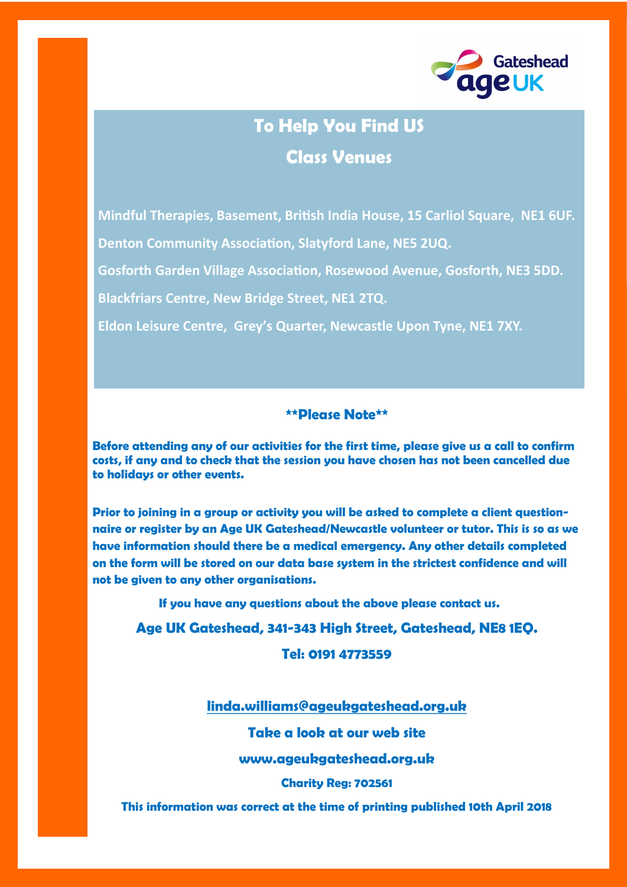Gateshead ageUK

## To Help You Find US

## Class Venues

**Mindful Therapies, Basement, British India House, 15 Carliol Square, NE1 6UF.**

**Denton Community Association, Slatyford Lane, NE5 2UQ.**

**Gosforth Garden Village Association, Rosewood Avenue, Gosforth, NE3 5DD.**

**Blackfriars Centre, New Bridge Street, NE1 2TQ.**

**Eldon Leisure Centre, Grey's Quarter, Newcastle Upon Tyne, NE1 7XY.**

**\*\*Please Note\*\***

**Before attending any of our activities for the first time, please give us a call to confirm costs, if any and to check that the session you have chosen has not been cancelled due to holidays or other events.**

**Prior to joining in a group or activity you will be asked to complete a client questionnaire or register by an Age UK Gateshead/Newcastle volunteer or tutor. This is so as we have information should there be a medical emergency. Any other details completed on the form will be stored on our data base system in the strictest confidence and will not be given to any other organisations.**

**If you have any questions about the above please contact us.**

**Age UK Gateshead, 341-343 High Street, Gateshead, NE8 1EQ.**

**Tel: 0191 4773559**

**linda.williams@ageukgateshead.org.uk**

**Take a look at our web site**

**www.ageukgateshead.org.uk**

**Charity Reg: 702561**

**This information was correct at the time of printing published 10th April 2018**